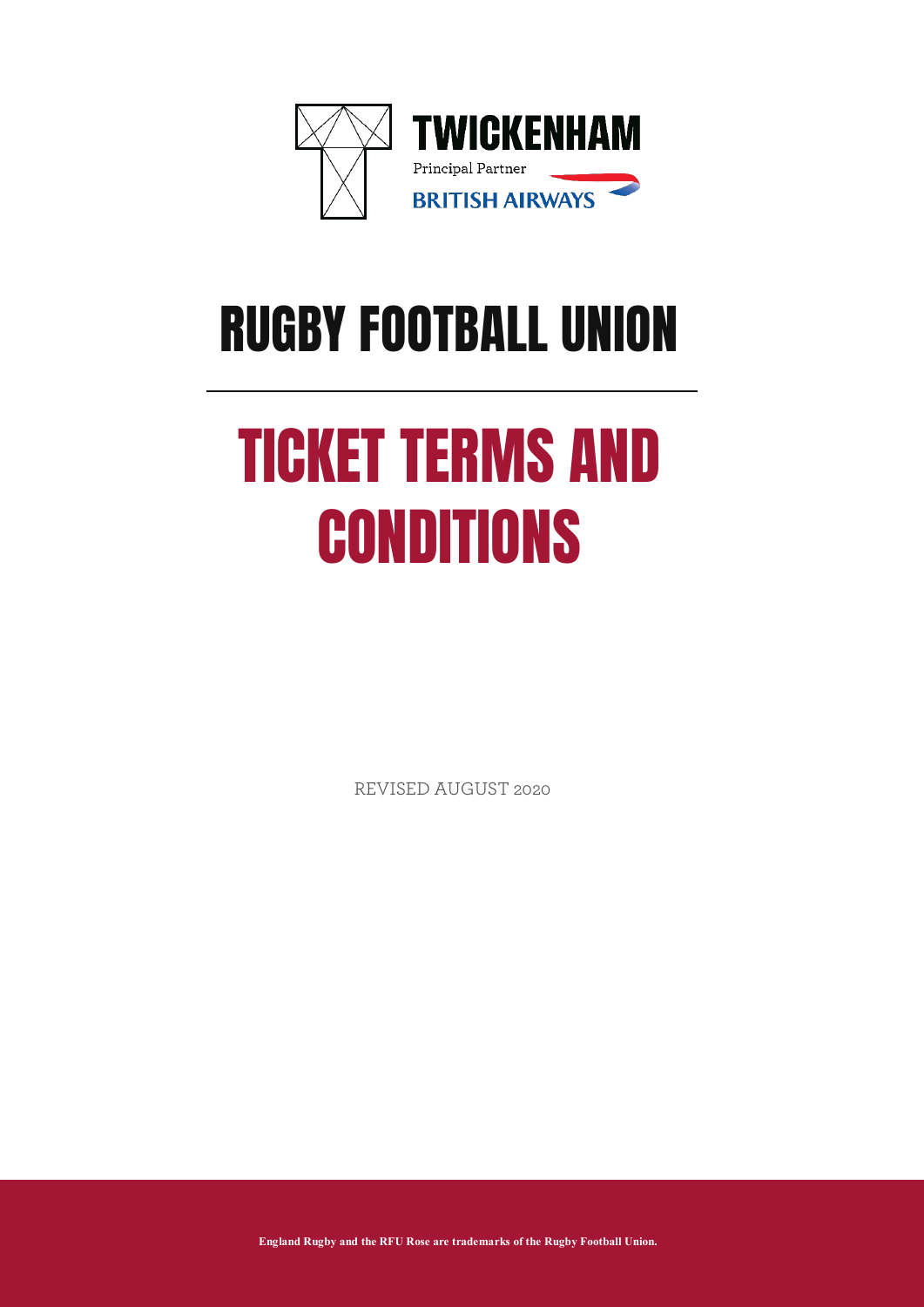TWICKENHAM

Principal Partner

BRITISH AIRWAYS

# RUGBY FOOTBALL UNION

# TICKET TERMS AND CONDITIONS

REVISED AUGUST 2020

**England Rugby and the RFU Rose are trademarks of the Rugby Football Union.**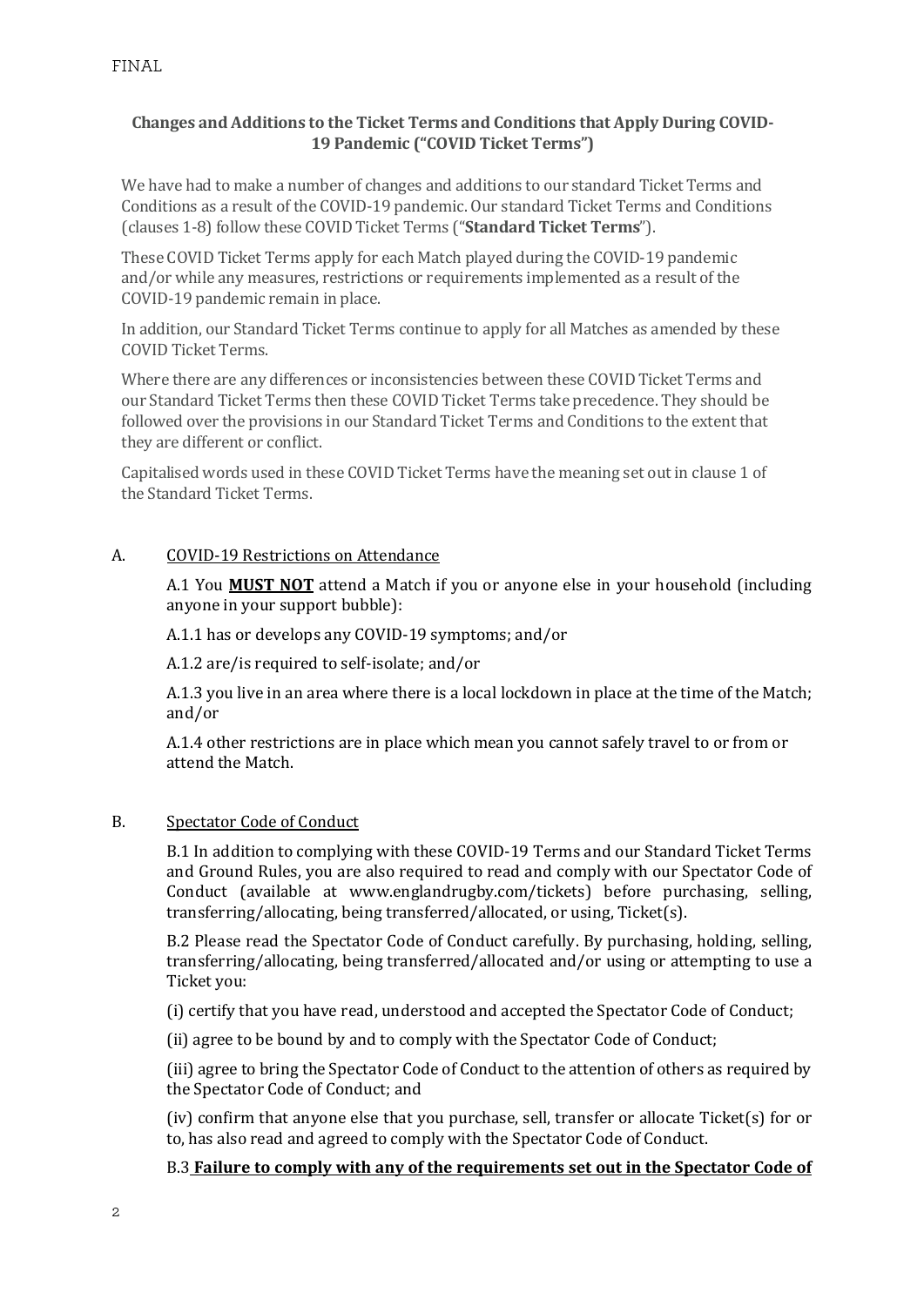FINAL

## Changes and Additions to the Ticket Terms and Conditions that Apply During COVID-19 Pandemic ("COVID Ticket Terms")

We have had to make a number of changes and additions to our standard Ticket Terms and Conditions as a result of the COVID-19 pandemic. Our standard Ticket Terms and Conditions (clauses 1-8) follow these COVID Ticket Terms ("**Standard Ticket Terms**").

These COVID Ticket Terms apply for each Match played during the COVID-19 pandemic and/or while any measures, restrictions or requirements implemented as a result of the COVID-19 pandemic remain in place.

In addition, our Standard Ticket Terms continue to apply for all Matches as amended by these COVID Ticket Terms.

Where there are any differences or inconsistencies between these COVID Ticket Terms and our Standard Ticket Terms then these COVID Ticket Terms take precedence. They should be followed over the provisions in our Standard Ticket Terms and Conditions to the extent that they are different or conflict.

Capitalised words used in these COVID Ticket Terms have the meaning set out in clause 1 of the Standard Ticket Terms.

### A. COVID-19 Restrictions on Attendance

A.1 You **MUST NOT** attend a Match if you or anyone else in your household (including anyone in your support bubble):

A.1.1 has or develops any COVID-19 symptoms; and/or

A.1.2 are/is required to self-isolate; and/or

A.1.3 you live in an area where there is a local lockdown in place at the time of the Match; and/or

A.1.4 other restrictions are in place which mean you cannot safely travel to or from or attend the Match.

### B. Spectator Code of Conduct

B.1 In addition to complying with these COVID-19 Terms and our Standard Ticket Terms and Ground Rules, you are also required to read and comply with our Spectator Code of Conduct (available at www.englandrugby.com/tickets) before purchasing, selling, transferring/allocating, being transferred/allocated, or using, Ticket(s).

B.2 Please read the Spectator Code of Conduct carefully. By purchasing, holding, selling, transferring/allocating, being transferred/allocated and/or using or attempting to use a Ticket you:

(i) certify that you have read, understood and accepted the Spectator Code of Conduct;

(ii) agree to be bound by and to comply with the Spectator Code of Conduct;

(iii) agree to bring the Spectator Code of Conduct to the attention of others as required by the Spectator Code of Conduct; and

(iv) confirm that anyone else that you purchase, sell, transfer or allocate Ticket(s) for or to, has also read and agreed to comply with the Spectator Code of Conduct.

B.3 **Failure to comply with any of the requirements set out in the Spectator Code of**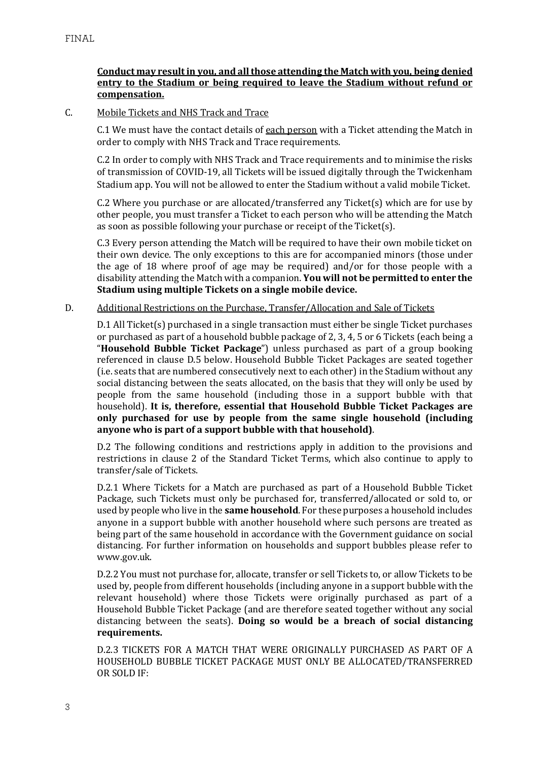**Conduct may result in you, and all those attending the Match with you, being denied entry to the Stadium or being required to leave the Stadium without refund or compensation.**

C. Mobile Tickets and NHS Track and Trace

C.1 We must have the contact details of each person with a Ticket attending the Match in order to comply with NHS Track and Trace requirements.

C.2 In order to comply with NHS Track and Trace requirements and to minimise the risks of transmission of COVID-19, all Tickets will be issued digitally through the Twickenham Stadium app. You will not be allowed to enter the Stadium without a valid mobile Ticket.

C.2 Where you purchase or are allocated/transferred any Ticket(s) which are for use by other people, you must transfer a Ticket to each person who will be attending the Match as soon as possible following your purchase or receipt of the Ticket(s).

C.3 Every person attending the Match will be required to have their own mobile ticket on their own device. The only exceptions to this are for accompanied minors (those under the age of 18 where proof of age may be required) and/or for those people with a disability attending the Match with a companion. **You will not be permitted to enter the Stadium using multiple Tickets on a single mobile device.**

D. Additional Restrictions on the Purchase, Transfer/Allocation and Sale of Tickets

D.1 All Ticket(s) purchased in a single transaction must either be single Ticket purchases or purchased as part of a household bubble package of 2, 3, 4, 5 or 6 Tickets (each being a "**Household Bubble Ticket Package**") unless purchased as part of a group booking referenced in clause D.5 below. Household Bubble Ticket Packages are seated together (i.e. seats that are numbered consecutively next to each other) in the Stadium without any social distancing between the seats allocated, on the basis that they will only be used by people from the same household (including those in a support bubble with that household). **It is, therefore, essential that Household Bubble Ticket Packages are only purchased for use by people from the same single household (including anyone who is part of a support bubble with that household)**.

D.2 The following conditions and restrictions apply in addition to the provisions and restrictions in clause 2 of the Standard Ticket Terms, which also continue to apply to transfer/sale of Tickets.

D.2.1 Where Tickets for a Match are purchased as part of a Household Bubble Ticket Package, such Tickets must only be purchased for, transferred/allocated or sold to, or used by people who live in the **same household**. For these purposes a household includes anyone in a support bubble with another household where such persons are treated as being part of the same household in accordance with the Government guidance on social distancing. For further information on households and support bubbles please refer to www.gov.uk.

D.2.2 You must not purchase for, allocate, transfer or sell Tickets to, or allow Tickets to be used by, people from different households (including anyone in a support bubble with the relevant household) where those Tickets were originally purchased as part of a Household Bubble Ticket Package (and are therefore seated together without any social distancing between the seats). **Doing so would be a breach of social distancing requirements.**

D.2.3 TICKETS FOR A MATCH THAT WERE ORIGINALLY PURCHASED AS PART OF A HOUSEHOLD BUBBLE TICKET PACKAGE MUST ONLY BE ALLOCATED/TRANSFERRED OR SOLD IF: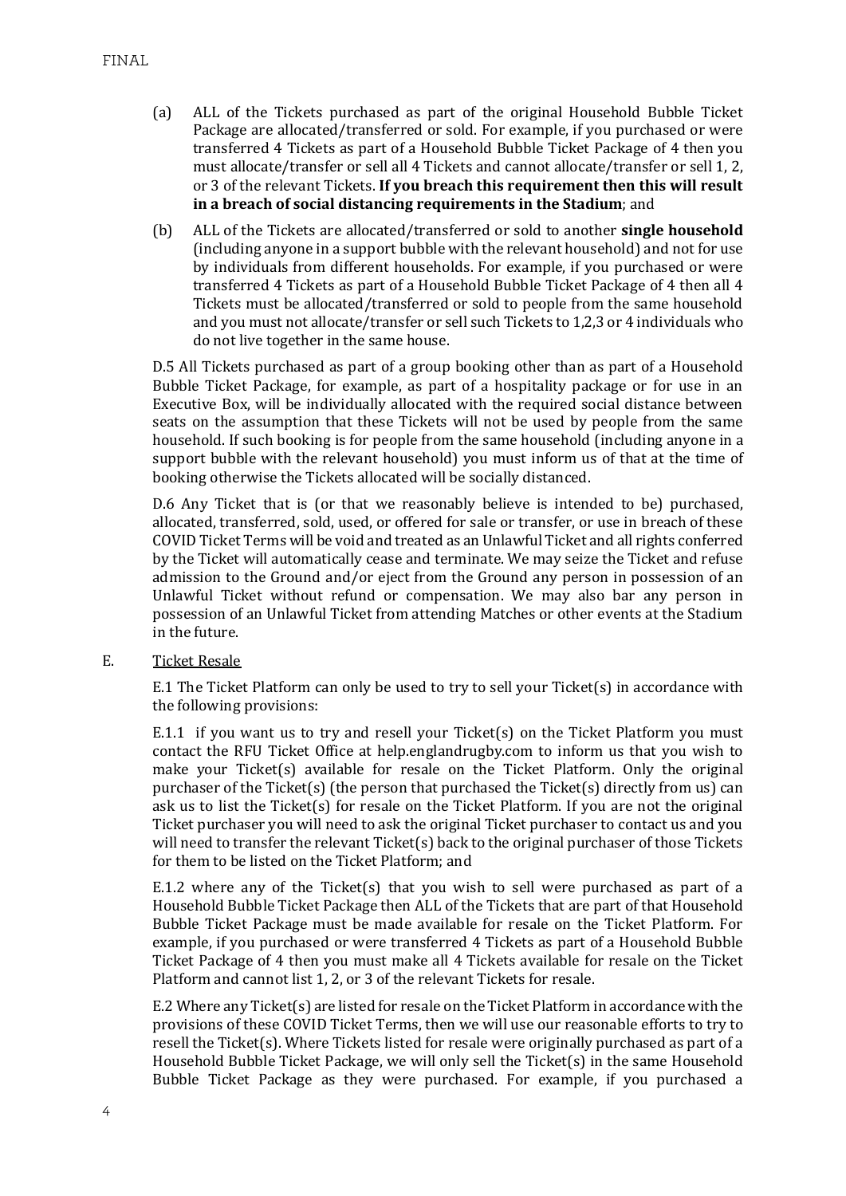(a) ALL of the Tickets purchased as part of the original Household Bubble Ticket Package are allocated/transferred or sold. For example, if you purchased or were transferred 4 Tickets as part of a Household Bubble Ticket Package of 4 then you must allocate/transfer or sell all 4 Tickets and cannot allocate/transfer or sell 1, 2, or 3 of the relevant Tickets. **If you breach this requirement then this will result in a breach of social distancing requirements in the Stadium**; and

(b) ALL of the Tickets are allocated/transferred or sold to another **single household** (including anyone in a support bubble with the relevant household) and not for use by individuals from different households. For example, if you purchased or were transferred 4 Tickets as part of a Household Bubble Ticket Package of 4 then all 4 Tickets must be allocated/transferred or sold to people from the same household and you must not allocate/transfer or sell such Tickets to 1,2,3 or 4 individuals who do not live together in the same house.

D.5 All Tickets purchased as part of a group booking other than as part of a Household Bubble Ticket Package, for example, as part of a hospitality package or for use in an Executive Box, will be individually allocated with the required social distance between seats on the assumption that these Tickets will not be used by people from the same household. If such booking is for people from the same household (including anyone in a support bubble with the relevant household) you must inform us of that at the time of booking otherwise the Tickets allocated will be socially distanced.

D.6 Any Ticket that is (or that we reasonably believe is intended to be) purchased, allocated, transferred, sold, used, or offered for sale or transfer, or use in breach of these COVID Ticket Terms will be void and treated as an Unlawful Ticket and all rights conferred by the Ticket will automatically cease and terminate. We may seize the Ticket and refuse admission to the Ground and/or eject from the Ground any person in possession of an Unlawful Ticket without refund or compensation. We may also bar any person in possession of an Unlawful Ticket from attending Matches or other events at the Stadium in the future.

E. <u>Ticket Resale</u>

E.1 The Ticket Platform can only be used to try to sell your Ticket(s) in accordance with the following provisions:

E.1.1 if you want us to try and resell your Ticket(s) on the Ticket Platform you must contact the RFU Ticket Office at help.englandrugby.com to inform us that you wish to make your Ticket(s) available for resale on the Ticket Platform. Only the original purchaser of the Ticket(s) (the person that purchased the Ticket(s) directly from us) can ask us to list the Ticket(s) for resale on the Ticket Platform. If you are not the original Ticket purchaser you will need to ask the original Ticket purchaser to contact us and you will need to transfer the relevant Ticket(s) back to the original purchaser of those Tickets for them to be listed on the Ticket Platform; and

E.1.2 where any of the Ticket(s) that you wish to sell were purchased as part of a Household Bubble Ticket Package then ALL of the Tickets that are part of that Household Bubble Ticket Package must be made available for resale on the Ticket Platform. For example, if you purchased or were transferred 4 Tickets as part of a Household Bubble Ticket Package of 4 then you must make all 4 Tickets available for resale on the Ticket Platform and cannot list 1, 2, or 3 of the relevant Tickets for resale.

E.2 Where any Ticket(s) are listed for resale on the Ticket Platform in accordance with the provisions of these COVID Ticket Terms, then we will use our reasonable efforts to try to resell the Ticket(s). Where Tickets listed for resale were originally purchased as part of a Household Bubble Ticket Package, we will only sell the Ticket(s) in the same Household Bubble Ticket Package as they were purchased. For example, if you purchased a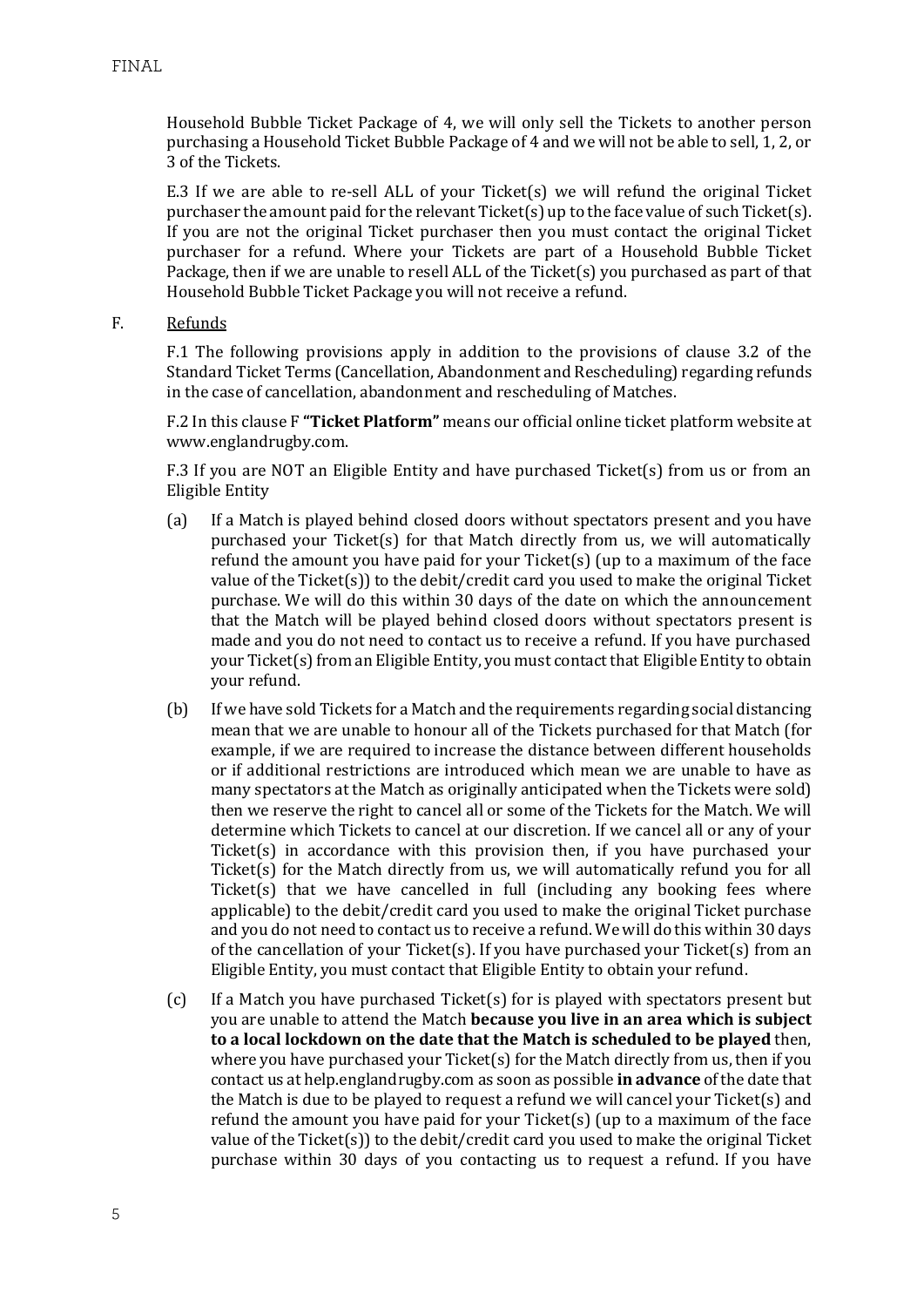Household Bubble Ticket Package of 4, we will only sell the Tickets to another person purchasing a Household Ticket Bubble Package of 4 and we will not be able to sell, 1, 2, or 3 of the Tickets.

E.3 If we are able to re-sell ALL of your Ticket(s) we will refund the original Ticket purchaser the amount paid for the relevant Ticket(s) up to the face value of such Ticket(s). If you are not the original Ticket purchaser then you must contact the original Ticket purchaser for a refund. Where your Tickets are part of a Household Bubble Ticket Package, then if we are unable to resell ALL of the Ticket(s) you purchased as part of that Household Bubble Ticket Package you will not receive a refund.

F. <u>Refunds</u>

F.1 The following provisions apply in addition to the provisions of clause 3.2 of the Standard Ticket Terms (Cancellation, Abandonment and Rescheduling) regarding refunds in the case of cancellation, abandonment and rescheduling of Matches.

F.2 In this clause F **"Ticket Platform"** means our official online ticket platform website at www.englandrugby.com.

F.3 If you are NOT an Eligible Entity and have purchased Ticket(s) from us or from an Eligible Entity

(a) If a Match is played behind closed doors without spectators present and you have purchased your Ticket(s) for that Match directly from us, we will automatically refund the amount you have paid for your Ticket(s) (up to a maximum of the face value of the Ticket(s)) to the debit/credit card you used to make the original Ticket purchase. We will do this within 30 days of the date on which the announcement that the Match will be played behind closed doors without spectators present is made and you do not need to contact us to receive a refund. If you have purchased your Ticket(s) from an Eligible Entity, you must contact that Eligible Entity to obtain your refund.

(b) If we have sold Tickets for a Match and the requirements regarding social distancing mean that we are unable to honour all of the Tickets purchased for that Match (for example, if we are required to increase the distance between different households or if additional restrictions are introduced which mean we are unable to have as many spectators at the Match as originally anticipated when the Tickets were sold) then we reserve the right to cancel all or some of the Tickets for the Match. We will determine which Tickets to cancel at our discretion. If we cancel all or any of your Ticket(s) in accordance with this provision then, if you have purchased your Ticket(s) for the Match directly from us, we will automatically refund you for all Ticket(s) that we have cancelled in full (including any booking fees where applicable) to the debit/credit card you used to make the original Ticket purchase and you do not need to contact us to receive a refund. We will do this within 30 days of the cancellation of your Ticket(s). If you have purchased your Ticket(s) from an Eligible Entity, you must contact that Eligible Entity to obtain your refund.

(c) If a Match you have purchased Ticket(s) for is played with spectators present but you are unable to attend the Match **because you live in an area which is subject to a local lockdown on the date that the Match is scheduled to be played** then, where you have purchased your Ticket(s) for the Match directly from us, then if you contact us at help.englandrugby.com as soon as possible **in advance** of the date that the Match is due to be played to request a refund we will cancel your Ticket(s) and refund the amount you have paid for your Ticket(s) (up to a maximum of the face value of the Ticket(s)) to the debit/credit card you used to make the original Ticket purchase within 30 days of you contacting us to request a refund. If you have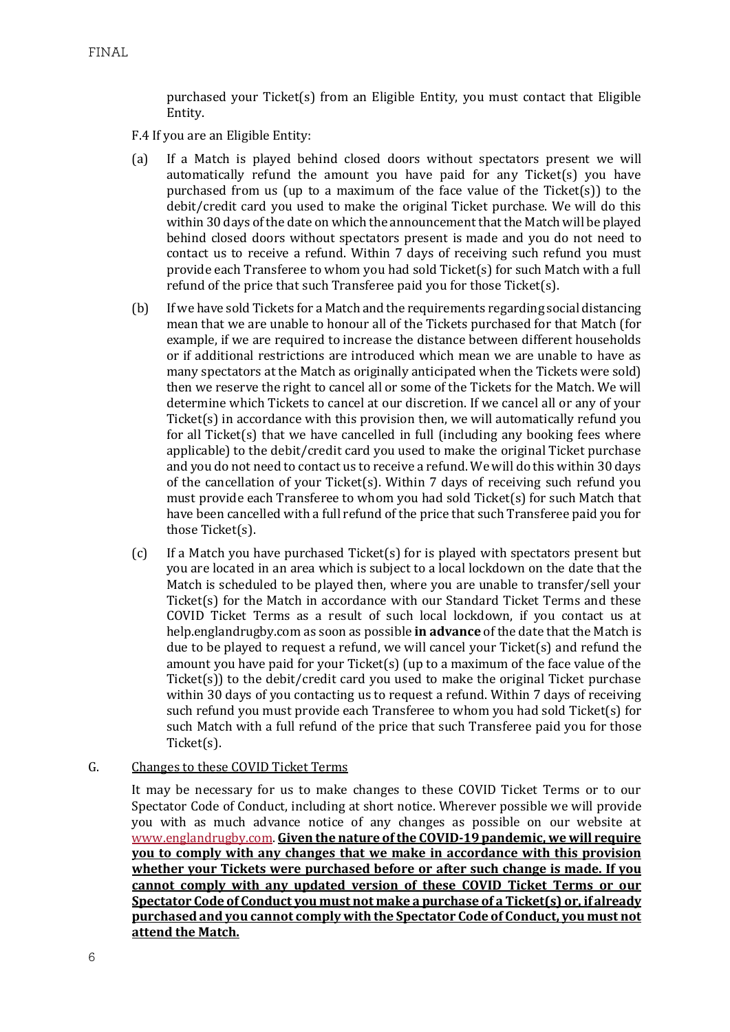purchased your Ticket(s) from an Eligible Entity, you must contact that Eligible Entity.

F.4 If you are an Eligible Entity:

(a) If a Match is played behind closed doors without spectators present we will automatically refund the amount you have paid for any Ticket(s) you have purchased from us (up to a maximum of the face value of the Ticket(s)) to the debit/credit card you used to make the original Ticket purchase. We will do this within 30 days of the date on which the announcement that the Match will be played behind closed doors without spectators present is made and you do not need to contact us to receive a refund. Within 7 days of receiving such refund you must provide each Transferee to whom you had sold Ticket(s) for such Match with a full refund of the price that such Transferee paid you for those Ticket(s).

(b) If we have sold Tickets for a Match and the requirements regarding social distancing mean that we are unable to honour all of the Tickets purchased for that Match (for example, if we are required to increase the distance between different households or if additional restrictions are introduced which mean we are unable to have as many spectators at the Match as originally anticipated when the Tickets were sold) then we reserve the right to cancel all or some of the Tickets for the Match. We will determine which Tickets to cancel at our discretion. If we cancel all or any of your Ticket(s) in accordance with this provision then, we will automatically refund you for all Ticket(s) that we have cancelled in full (including any booking fees where applicable) to the debit/credit card you used to make the original Ticket purchase and you do not need to contact us to receive a refund. We will do this within 30 days of the cancellation of your Ticket(s). Within 7 days of receiving such refund you must provide each Transferee to whom you had sold Ticket(s) for such Match that have been cancelled with a full refund of the price that such Transferee paid you for those Ticket(s).

(c) If a Match you have purchased Ticket(s) for is played with spectators present but you are located in an area which is subject to a local lockdown on the date that the Match is scheduled to be played then, where you are unable to transfer/sell your Ticket(s) for the Match in accordance with our Standard Ticket Terms and these COVID Ticket Terms as a result of such local lockdown, if you contact us at help.englandrugby.com as soon as possible **in advance** of the date that the Match is due to be played to request a refund, we will cancel your Ticket(s) and refund the amount you have paid for your Ticket(s) (up to a maximum of the face value of the Ticket(s)) to the debit/credit card you used to make the original Ticket purchase within 30 days of you contacting us to request a refund. Within 7 days of receiving such refund you must provide each Transferee to whom you had sold Ticket(s) for such Match with a full refund of the price that such Transferee paid you for those Ticket(s).

## G. Changes to these COVID Ticket Terms

It may be necessary for us to make changes to these COVID Ticket Terms or to our Spectator Code of Conduct, including at short notice. Wherever possible we will provide you with as much advance notice of any changes as possible on our website at www.englandrugby.com. **Given the nature of the COVID-19 pandemic, we will require you to comply with any changes that we make in accordance with this provision whether your Tickets were purchased before or after such change is made. If you cannot comply with any updated version of these COVID Ticket Terms or our Spectator Code of Conduct you must not make a purchase of a Ticket(s) or, if already purchased and you cannot comply with the Spectator Code of Conduct, you must not attend the Match.**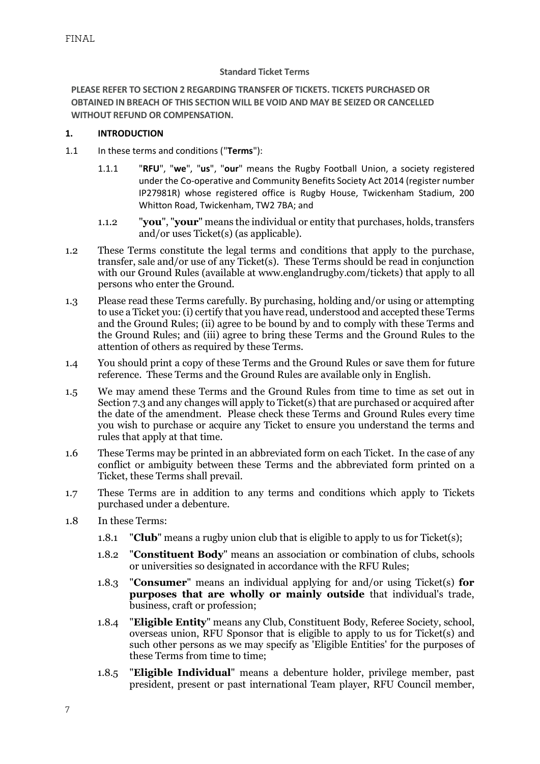FINAL

**Standard Ticket Terms**

**PLEASE REFER TO SECTION 2 REGARDING TRANSFER OF TICKETS. TICKETS PURCHASED OR OBTAINED IN BREACH OF THIS SECTION WILL BE VOID AND MAY BE SEIZED OR CANCELLED WITHOUT REFUND OR COMPENSATION.**

**1. INTRODUCTION**

1.1 In these terms and conditions ("**Terms**"):

1.1.1 "**RFU**", "**we**", "**us**", "**our**" means the Rugby Football Union, a society registered under the Co-operative and Community Benefits Society Act 2014 (register number IP27981R) whose registered office is Rugby House, Twickenham Stadium, 200 Whitton Road, Twickenham, TW2 7BA; and

1.1.2 "**you**", "**your**" means the individual or entity that purchases, holds, transfers and/or uses Ticket(s) (as applicable).

1.2 These Terms constitute the legal terms and conditions that apply to the purchase, transfer, sale and/or use of any Ticket(s). These Terms should be read in conjunction with our Ground Rules (available at www.englandrugby.com/tickets) that apply to all persons who enter the Ground.

1.3 Please read these Terms carefully. By purchasing, holding and/or using or attempting to use a Ticket you: (i) certify that you have read, understood and accepted these Terms and the Ground Rules; (ii) agree to be bound by and to comply with these Terms and the Ground Rules; and (iii) agree to bring these Terms and the Ground Rules to the attention of others as required by these Terms.

1.4 You should print a copy of these Terms and the Ground Rules or save them for future reference. These Terms and the Ground Rules are available only in English.

1.5 We may amend these Terms and the Ground Rules from time to time as set out in Section 7.3 and any changes will apply to Ticket(s) that are purchased or acquired after the date of the amendment. Please check these Terms and Ground Rules every time you wish to purchase or acquire any Ticket to ensure you understand the terms and rules that apply at that time.

1.6 These Terms may be printed in an abbreviated form on each Ticket. In the case of any conflict or ambiguity between these Terms and the abbreviated form printed on a Ticket, these Terms shall prevail.

1.7 These Terms are in addition to any terms and conditions which apply to Tickets purchased under a debenture.

1.8 In these Terms:

1.8.1 "**Club**" means a rugby union club that is eligible to apply to us for Ticket(s);

1.8.2 "**Constituent Body**" means an association or combination of clubs, schools or universities so designated in accordance with the RFU Rules;

1.8.3 "**Consumer**" means an individual applying for and/or using Ticket(s) **for purposes that are wholly or mainly outside** that individual's trade, business, craft or profession;

1.8.4 "**Eligible Entity**" means any Club, Constituent Body, Referee Society, school, overseas union, RFU Sponsor that is eligible to apply to us for Ticket(s) and such other persons as we may specify as 'Eligible Entities' for the purposes of these Terms from time to time;

1.8.5 "**Eligible Individual**" means a debenture holder, privilege member, past president, present or past international Team player, RFU Council member,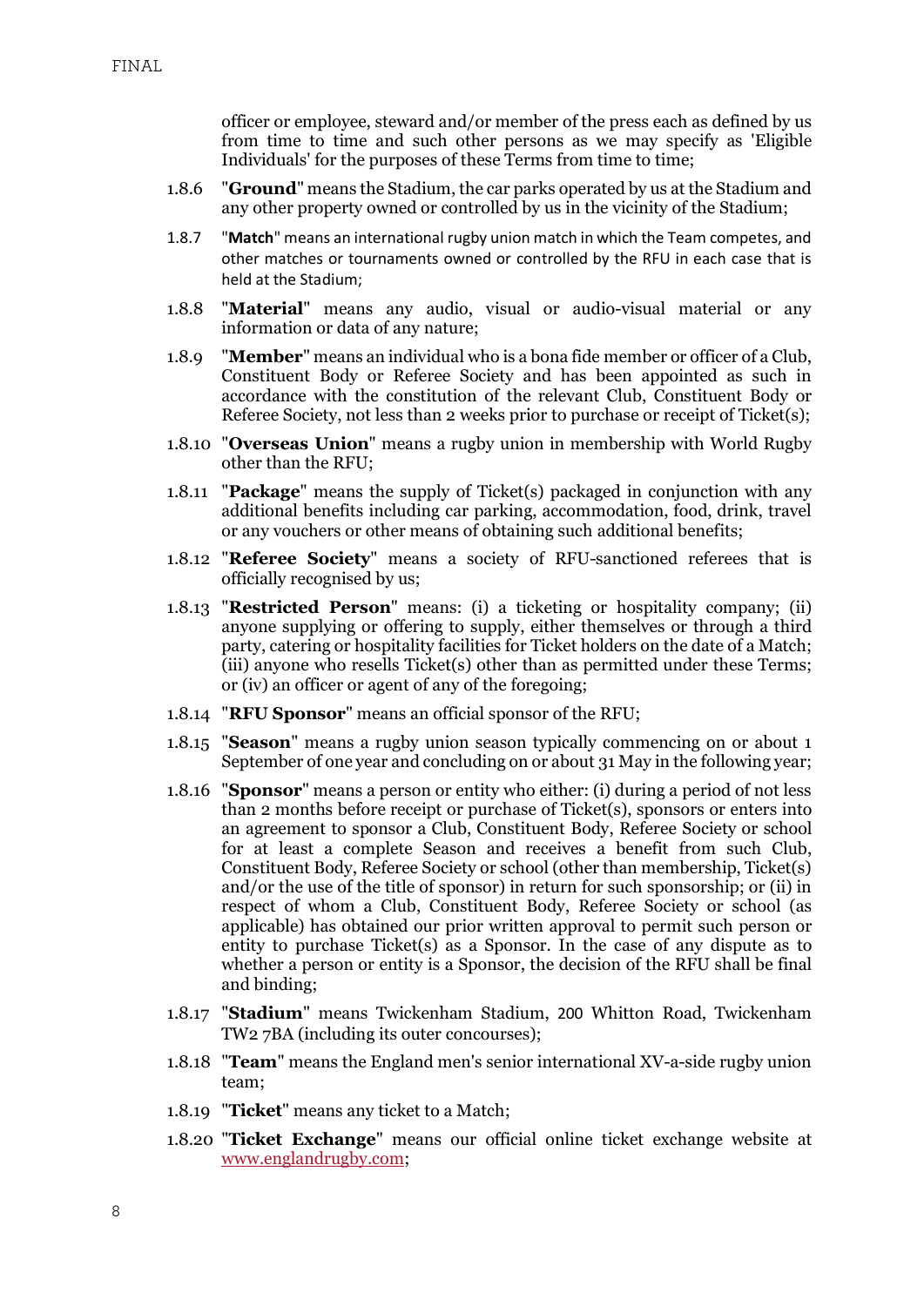officer or employee, steward and/or member of the press each as defined by us from time to time and such other persons as we may specify as 'Eligible Individuals' for the purposes of these Terms from time to time;

1.8.6 "**Ground**" means the Stadium, the car parks operated by us at the Stadium and any other property owned or controlled by us in the vicinity of the Stadium;

1.8.7 "**Match**" means an international rugby union match in which the Team competes, and other matches or tournaments owned or controlled by the RFU in each case that is held at the Stadium;

1.8.8 "**Material**" means any audio, visual or audio-visual material or any information or data of any nature;

1.8.9 "**Member**" means an individual who is a bona fide member or officer of a Club, Constituent Body or Referee Society and has been appointed as such in accordance with the constitution of the relevant Club, Constituent Body or Referee Society, not less than 2 weeks prior to purchase or receipt of Ticket(s);

1.8.10 "**Overseas Union**" means a rugby union in membership with World Rugby other than the RFU;

1.8.11 "**Package**" means the supply of Ticket(s) packaged in conjunction with any additional benefits including car parking, accommodation, food, drink, travel or any vouchers or other means of obtaining such additional benefits;

1.8.12 "**Referee Society**" means a society of RFU-sanctioned referees that is officially recognised by us;

1.8.13 "**Restricted Person**" means: (i) a ticketing or hospitality company; (ii) anyone supplying or offering to supply, either themselves or through a third party, catering or hospitality facilities for Ticket holders on the date of a Match; (iii) anyone who resells Ticket(s) other than as permitted under these Terms; or (iv) an officer or agent of any of the foregoing;

1.8.14 "**RFU Sponsor**" means an official sponsor of the RFU;

1.8.15 "**Season**" means a rugby union season typically commencing on or about 1 September of one year and concluding on or about 31 May in the following year;

1.8.16 "**Sponsor**" means a person or entity who either: (i) during a period of not less than 2 months before receipt or purchase of Ticket(s), sponsors or enters into an agreement to sponsor a Club, Constituent Body, Referee Society or school for at least a complete Season and receives a benefit from such Club, Constituent Body, Referee Society or school (other than membership, Ticket(s) and/or the use of the title of sponsor) in return for such sponsorship; or (ii) in respect of whom a Club, Constituent Body, Referee Society or school (as applicable) has obtained our prior written approval to permit such person or entity to purchase Ticket(s) as a Sponsor. In the case of any dispute as to whether a person or entity is a Sponsor, the decision of the RFU shall be final and binding;

1.8.17 "**Stadium**" means Twickenham Stadium, 200 Whitton Road, Twickenham TW2 7BA (including its outer concourses);

1.8.18 "**Team**" means the England men's senior international XV-a-side rugby union team;

1.8.19 "**Ticket**" means any ticket to a Match;

1.8.20 "**Ticket Exchange**" means our official online ticket exchange website at www.englandrugby.com;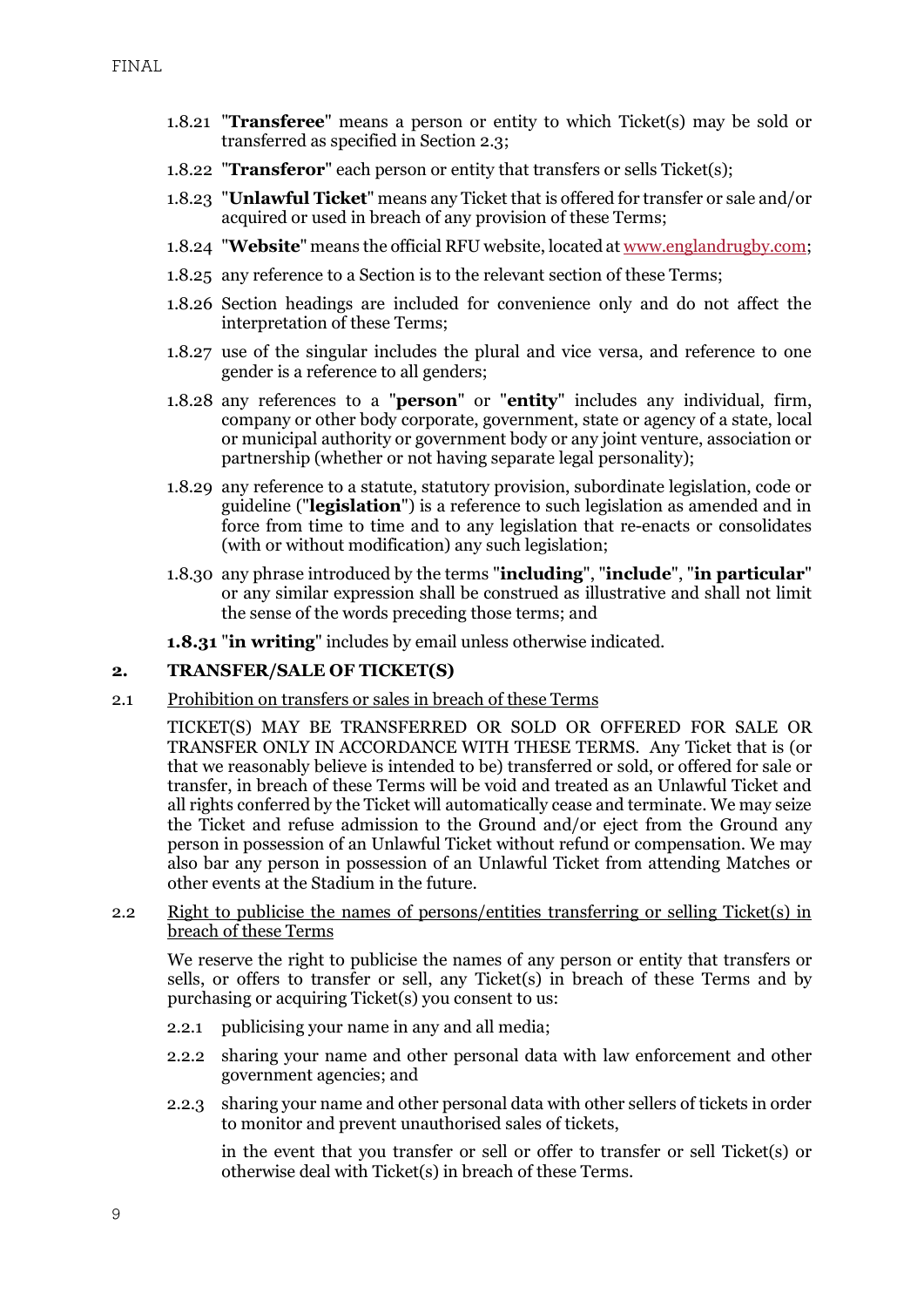1.8.21 "**Transferee**" means a person or entity to which Ticket(s) may be sold or transferred as specified in Section 2.3;

1.8.22 "**Transferor**" each person or entity that transfers or sells Ticket(s);

1.8.23 "**Unlawful Ticket**" means any Ticket that is offered for transfer or sale and/or acquired or used in breach of any provision of these Terms;

1.8.24 "**Website**" means the official RFU website, located at www.englandrugby.com;

1.8.25 any reference to a Section is to the relevant section of these Terms;

1.8.26 Section headings are included for convenience only and do not affect the interpretation of these Terms;

1.8.27 use of the singular includes the plural and vice versa, and reference to one gender is a reference to all genders;

1.8.28 any references to a "**person**" or "**entity**" includes any individual, firm, company or other body corporate, government, state or agency of a state, local or municipal authority or government body or any joint venture, association or partnership (whether or not having separate legal personality);

1.8.29 any reference to a statute, statutory provision, subordinate legislation, code or guideline ("**legislation**") is a reference to such legislation as amended and in force from time to time and to any legislation that re-enacts or consolidates (with or without modification) any such legislation;

1.8.30 any phrase introduced by the terms "**including**", "**include**", "**in particular**" or any similar expression shall be construed as illustrative and shall not limit the sense of the words preceding those terms; and

**1.8.31** "**in writing**" includes by email unless otherwise indicated.

## 2. TRANSFER/SALE OF TICKET(S)

2.1 Prohibition on transfers or sales in breach of these Terms

TICKET(S) MAY BE TRANSFERRED OR SOLD OR OFFERED FOR SALE OR TRANSFER ONLY IN ACCORDANCE WITH THESE TERMS. Any Ticket that is (or that we reasonably believe is intended to be) transferred or sold, or offered for sale or transfer, in breach of these Terms will be void and treated as an Unlawful Ticket and all rights conferred by the Ticket will automatically cease and terminate. We may seize the Ticket and refuse admission to the Ground and/or eject from the Ground any person in possession of an Unlawful Ticket without refund or compensation. We may also bar any person in possession of an Unlawful Ticket from attending Matches or other events at the Stadium in the future.

2.2 Right to publicise the names of persons/entities transferring or selling Ticket(s) in breach of these Terms

We reserve the right to publicise the names of any person or entity that transfers or sells, or offers to transfer or sell, any Ticket(s) in breach of these Terms and by purchasing or acquiring Ticket(s) you consent to us:

2.2.1 publicising your name in any and all media;

2.2.2 sharing your name and other personal data with law enforcement and other government agencies; and

2.2.3 sharing your name and other personal data with other sellers of tickets in order to monitor and prevent unauthorised sales of tickets,

in the event that you transfer or sell or offer to transfer or sell Ticket(s) or otherwise deal with Ticket(s) in breach of these Terms.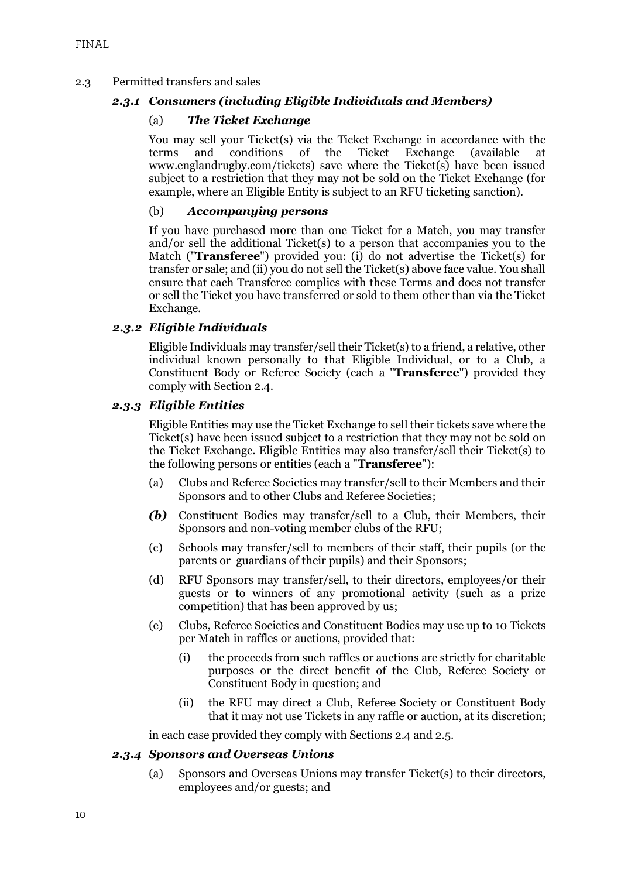2.3 Permitted transfers and sales

### *2.3.1 Consumers (including Eligible Individuals and Members)*

(a) ***The Ticket Exchange***

You may sell your Ticket(s) via the Ticket Exchange in accordance with the terms and conditions of the Ticket Exchange (available at www.englandrugby.com/tickets) save where the Ticket(s) have been issued subject to a restriction that they may not be sold on the Ticket Exchange (for example, where an Eligible Entity is subject to an RFU ticketing sanction).

(b) ***Accompanying persons***

If you have purchased more than one Ticket for a Match, you may transfer and/or sell the additional Ticket(s) to a person that accompanies you to the Match ("**Transferee**") provided you: (i) do not advertise the Ticket(s) for transfer or sale; and (ii) you do not sell the Ticket(s) above face value. You shall ensure that each Transferee complies with these Terms and does not transfer or sell the Ticket you have transferred or sold to them other than via the Ticket Exchange.

### *2.3.2 Eligible Individuals*

Eligible Individuals may transfer/sell their Ticket(s) to a friend, a relative, other individual known personally to that Eligible Individual, or to a Club, a Constituent Body or Referee Society (each a "**Transferee**") provided they comply with Section 2.4.

### *2.3.3 Eligible Entities*

Eligible Entities may use the Ticket Exchange to sell their tickets save where the Ticket(s) have been issued subject to a restriction that they may not be sold on the Ticket Exchange. Eligible Entities may also transfer/sell their Ticket(s) to the following persons or entities (each a "**Transferee**"):

(a) Clubs and Referee Societies may transfer/sell to their Members and their Sponsors and to other Clubs and Referee Societies;

***(b)*** Constituent Bodies may transfer/sell to a Club, their Members, their Sponsors and non-voting member clubs of the RFU;

(c) Schools may transfer/sell to members of their staff, their pupils (or the parents or guardians of their pupils) and their Sponsors;

(d) RFU Sponsors may transfer/sell, to their directors, employees/or their guests or to winners of any promotional activity (such as a prize competition) that has been approved by us;

(e) Clubs, Referee Societies and Constituent Bodies may use up to 10 Tickets per Match in raffles or auctions, provided that:

   (i) the proceeds from such raffles or auctions are strictly for charitable purposes or the direct benefit of the Club, Referee Society or Constituent Body in question; and

   (ii) the RFU may direct a Club, Referee Society or Constituent Body that it may not use Tickets in any raffle or auction, at its discretion;

in each case provided they comply with Sections 2.4 and 2.5.

### *2.3.4 Sponsors and Overseas Unions*

(a) Sponsors and Overseas Unions may transfer Ticket(s) to their directors, employees and/or guests; and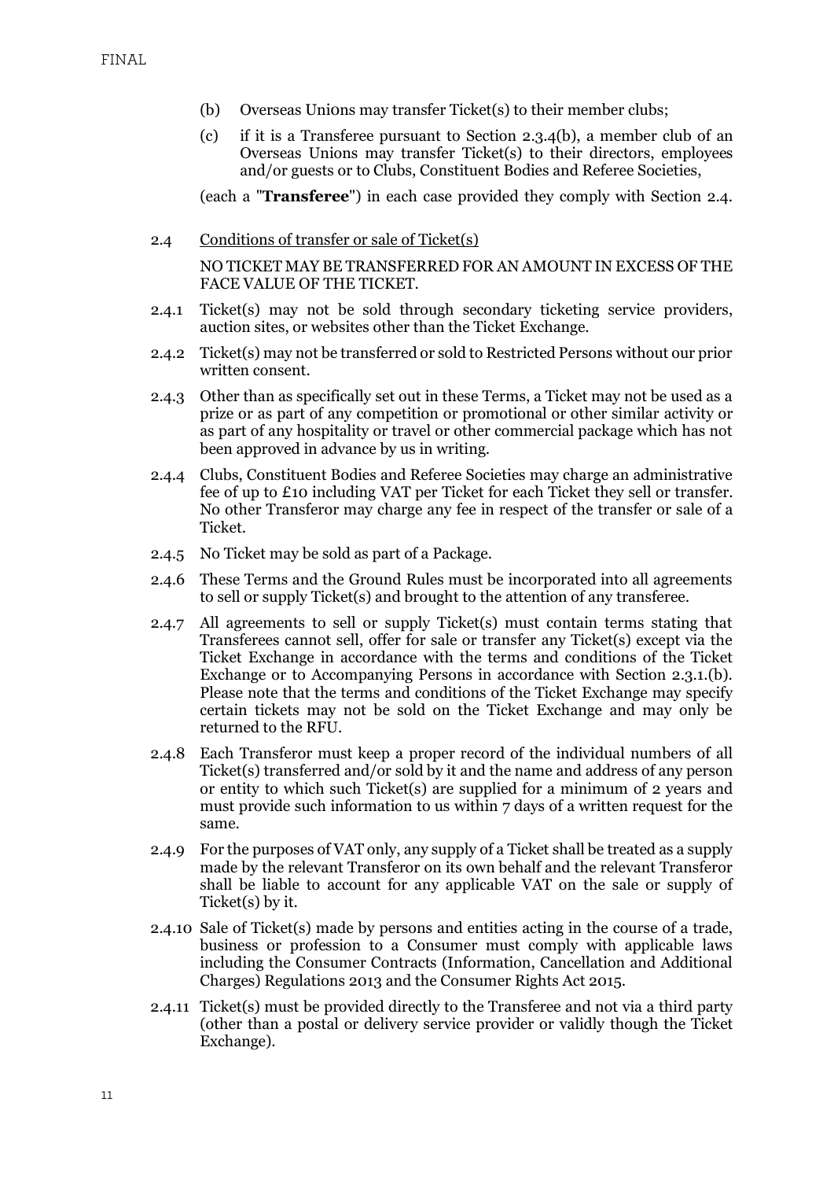(b) Overseas Unions may transfer Ticket(s) to their member clubs;

(c) if it is a Transferee pursuant to Section 2.3.4(b), a member club of an Overseas Unions may transfer Ticket(s) to their directors, employees and/or guests or to Clubs, Constituent Bodies and Referee Societies,

(each a "**Transferee**") in each case provided they comply with Section 2.4.

2.4 Conditions of transfer or sale of Ticket(s)

NO TICKET MAY BE TRANSFERRED FOR AN AMOUNT IN EXCESS OF THE FACE VALUE OF THE TICKET.

2.4.1 Ticket(s) may not be sold through secondary ticketing service providers, auction sites, or websites other than the Ticket Exchange.

2.4.2 Ticket(s) may not be transferred or sold to Restricted Persons without our prior written consent.

2.4.3 Other than as specifically set out in these Terms, a Ticket may not be used as a prize or as part of any competition or promotional or other similar activity or as part of any hospitality or travel or other commercial package which has not been approved in advance by us in writing.

2.4.4 Clubs, Constituent Bodies and Referee Societies may charge an administrative fee of up to £10 including VAT per Ticket for each Ticket they sell or transfer. No other Transferor may charge any fee in respect of the transfer or sale of a Ticket.

2.4.5 No Ticket may be sold as part of a Package.

2.4.6 These Terms and the Ground Rules must be incorporated into all agreements to sell or supply Ticket(s) and brought to the attention of any transferee.

2.4.7 All agreements to sell or supply Ticket(s) must contain terms stating that Transferees cannot sell, offer for sale or transfer any Ticket(s) except via the Ticket Exchange in accordance with the terms and conditions of the Ticket Exchange or to Accompanying Persons in accordance with Section 2.3.1.(b). Please note that the terms and conditions of the Ticket Exchange may specify certain tickets may not be sold on the Ticket Exchange and may only be returned to the RFU.

2.4.8 Each Transferor must keep a proper record of the individual numbers of all Ticket(s) transferred and/or sold by it and the name and address of any person or entity to which such Ticket(s) are supplied for a minimum of 2 years and must provide such information to us within 7 days of a written request for the same.

2.4.9 For the purposes of VAT only, any supply of a Ticket shall be treated as a supply made by the relevant Transferor on its own behalf and the relevant Transferor shall be liable to account for any applicable VAT on the sale or supply of Ticket(s) by it.

2.4.10 Sale of Ticket(s) made by persons and entities acting in the course of a trade, business or profession to a Consumer must comply with applicable laws including the Consumer Contracts (Information, Cancellation and Additional Charges) Regulations 2013 and the Consumer Rights Act 2015.

2.4.11 Ticket(s) must be provided directly to the Transferee and not via a third party (other than a postal or delivery service provider or validly though the Ticket Exchange).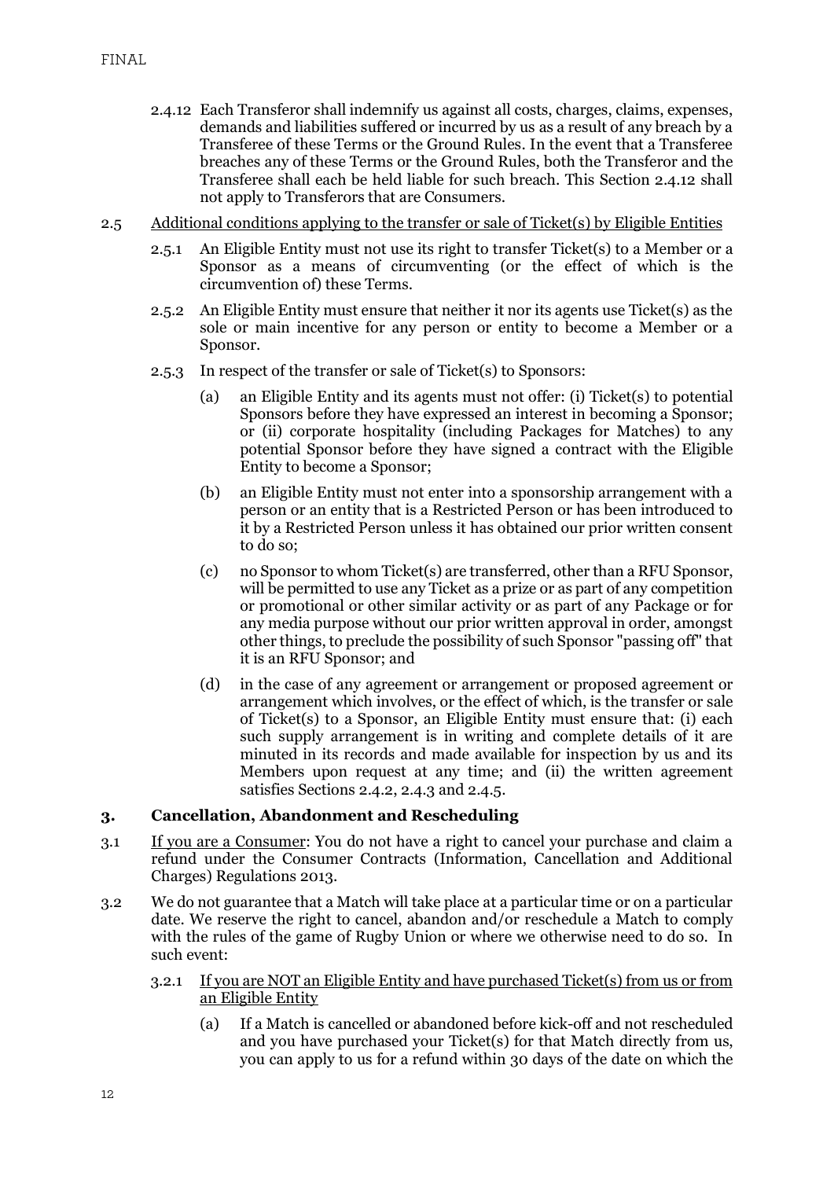2.4.12 Each Transferor shall indemnify us against all costs, charges, claims, expenses, demands and liabilities suffered or incurred by us as a result of any breach by a Transferee of these Terms or the Ground Rules. In the event that a Transferee breaches any of these Terms or the Ground Rules, both the Transferor and the Transferee shall each be held liable for such breach. This Section 2.4.12 shall not apply to Transferors that are Consumers.

2.5 Additional conditions applying to the transfer or sale of Ticket(s) by Eligible Entities

2.5.1 An Eligible Entity must not use its right to transfer Ticket(s) to a Member or a Sponsor as a means of circumventing (or the effect of which is the circumvention of) these Terms.

2.5.2 An Eligible Entity must ensure that neither it nor its agents use Ticket(s) as the sole or main incentive for any person or entity to become a Member or a Sponsor.

2.5.3 In respect of the transfer or sale of Ticket(s) to Sponsors:

(a) an Eligible Entity and its agents must not offer: (i) Ticket(s) to potential Sponsors before they have expressed an interest in becoming a Sponsor; or (ii) corporate hospitality (including Packages for Matches) to any potential Sponsor before they have signed a contract with the Eligible Entity to become a Sponsor;

(b) an Eligible Entity must not enter into a sponsorship arrangement with a person or an entity that is a Restricted Person or has been introduced to it by a Restricted Person unless it has obtained our prior written consent to do so;

(c) no Sponsor to whom Ticket(s) are transferred, other than a RFU Sponsor, will be permitted to use any Ticket as a prize or as part of any competition or promotional or other similar activity or as part of any Package or for any media purpose without our prior written approval in order, amongst other things, to preclude the possibility of such Sponsor "passing off" that it is an RFU Sponsor; and

(d) in the case of any agreement or arrangement or proposed agreement or arrangement which involves, or the effect of which, is the transfer or sale of Ticket(s) to a Sponsor, an Eligible Entity must ensure that: (i) each such supply arrangement is in writing and complete details of it are minuted in its records and made available for inspection by us and its Members upon request at any time; and (ii) the written agreement satisfies Sections 2.4.2, 2.4.3 and 2.4.5.

## 3. Cancellation, Abandonment and Rescheduling

3.1 If you are a Consumer: You do not have a right to cancel your purchase and claim a refund under the Consumer Contracts (Information, Cancellation and Additional Charges) Regulations 2013.

3.2 We do not guarantee that a Match will take place at a particular time or on a particular date. We reserve the right to cancel, abandon and/or reschedule a Match to comply with the rules of the game of Rugby Union or where we otherwise need to do so. In such event:

3.2.1 If you are NOT an Eligible Entity and have purchased Ticket(s) from us or from an Eligible Entity

(a) If a Match is cancelled or abandoned before kick-off and not rescheduled and you have purchased your Ticket(s) for that Match directly from us, you can apply to us for a refund within 30 days of the date on which the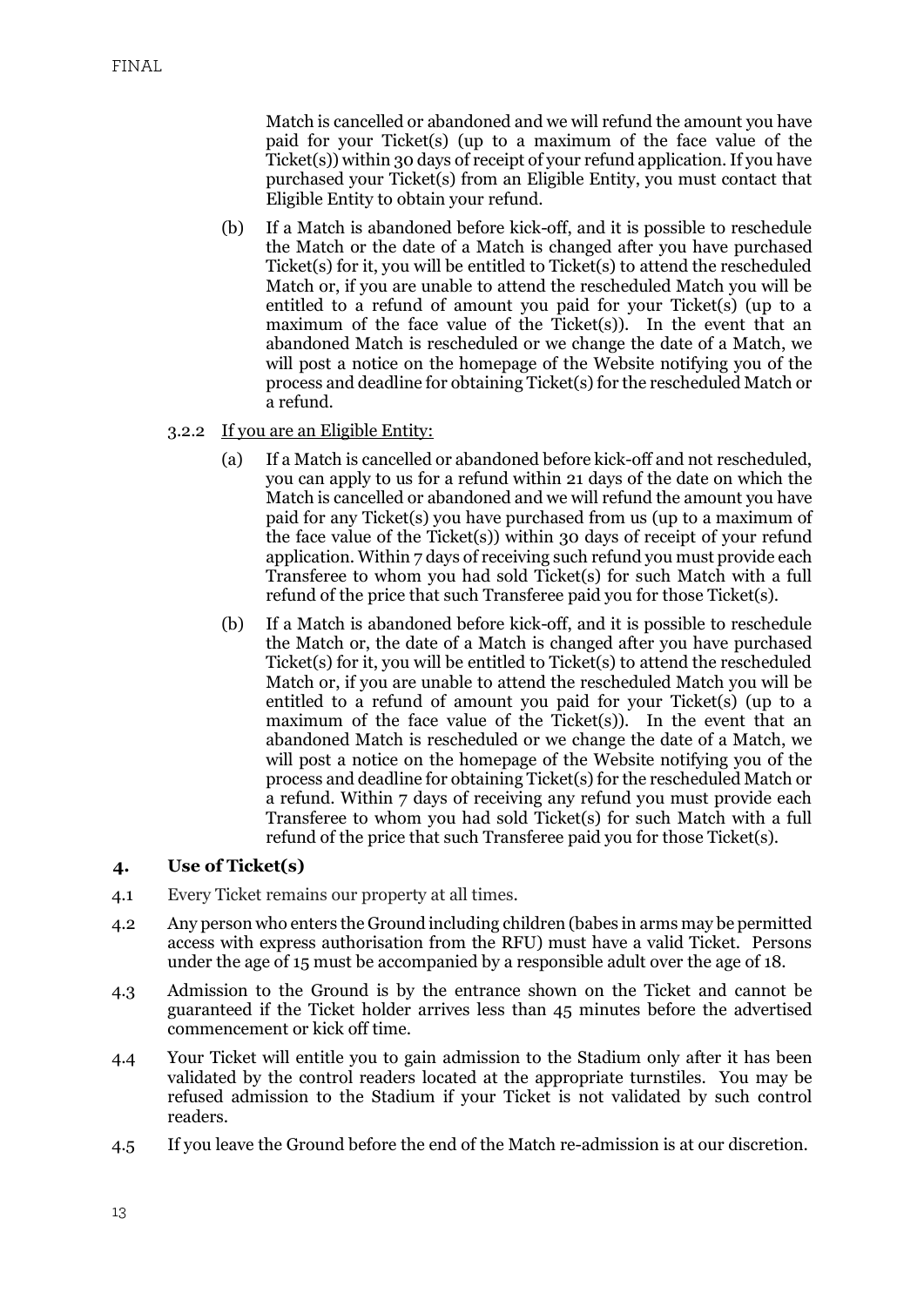Match is cancelled or abandoned and we will refund the amount you have paid for your Ticket(s) (up to a maximum of the face value of the Ticket(s)) within 30 days of receipt of your refund application. If you have purchased your Ticket(s) from an Eligible Entity, you must contact that Eligible Entity to obtain your refund.

(b) If a Match is abandoned before kick-off, and it is possible to reschedule the Match or the date of a Match is changed after you have purchased Ticket(s) for it, you will be entitled to Ticket(s) to attend the rescheduled Match or, if you are unable to attend the rescheduled Match you will be entitled to a refund of amount you paid for your Ticket(s) (up to a maximum of the face value of the Ticket(s)). In the event that an abandoned Match is rescheduled or we change the date of a Match, we will post a notice on the homepage of the Website notifying you of the process and deadline for obtaining Ticket(s) for the rescheduled Match or a refund.

3.2.2 If you are an Eligible Entity:

(a) If a Match is cancelled or abandoned before kick-off and not rescheduled, you can apply to us for a refund within 21 days of the date on which the Match is cancelled or abandoned and we will refund the amount you have paid for any Ticket(s) you have purchased from us (up to a maximum of the face value of the Ticket(s)) within 30 days of receipt of your refund application. Within 7 days of receiving such refund you must provide each Transferee to whom you had sold Ticket(s) for such Match with a full refund of the price that such Transferee paid you for those Ticket(s).

(b) If a Match is abandoned before kick-off, and it is possible to reschedule the Match or, the date of a Match is changed after you have purchased Ticket(s) for it, you will be entitled to Ticket(s) to attend the rescheduled Match or, if you are unable to attend the rescheduled Match you will be entitled to a refund of amount you paid for your Ticket(s) (up to a maximum of the face value of the Ticket(s)). In the event that an abandoned Match is rescheduled or we change the date of a Match, we will post a notice on the homepage of the Website notifying you of the process and deadline for obtaining Ticket(s) for the rescheduled Match or a refund. Within 7 days of receiving any refund you must provide each Transferee to whom you had sold Ticket(s) for such Match with a full refund of the price that such Transferee paid you for those Ticket(s).

## 4. Use of Ticket(s)

4.1 Every Ticket remains our property at all times.

4.2 Any person who enters the Ground including children (babes in arms may be permitted access with express authorisation from the RFU) must have a valid Ticket. Persons under the age of 15 must be accompanied by a responsible adult over the age of 18.

4.3 Admission to the Ground is by the entrance shown on the Ticket and cannot be guaranteed if the Ticket holder arrives less than 45 minutes before the advertised commencement or kick off time.

4.4 Your Ticket will entitle you to gain admission to the Stadium only after it has been validated by the control readers located at the appropriate turnstiles. You may be refused admission to the Stadium if your Ticket is not validated by such control readers.

4.5 If you leave the Ground before the end of the Match re-admission is at our discretion.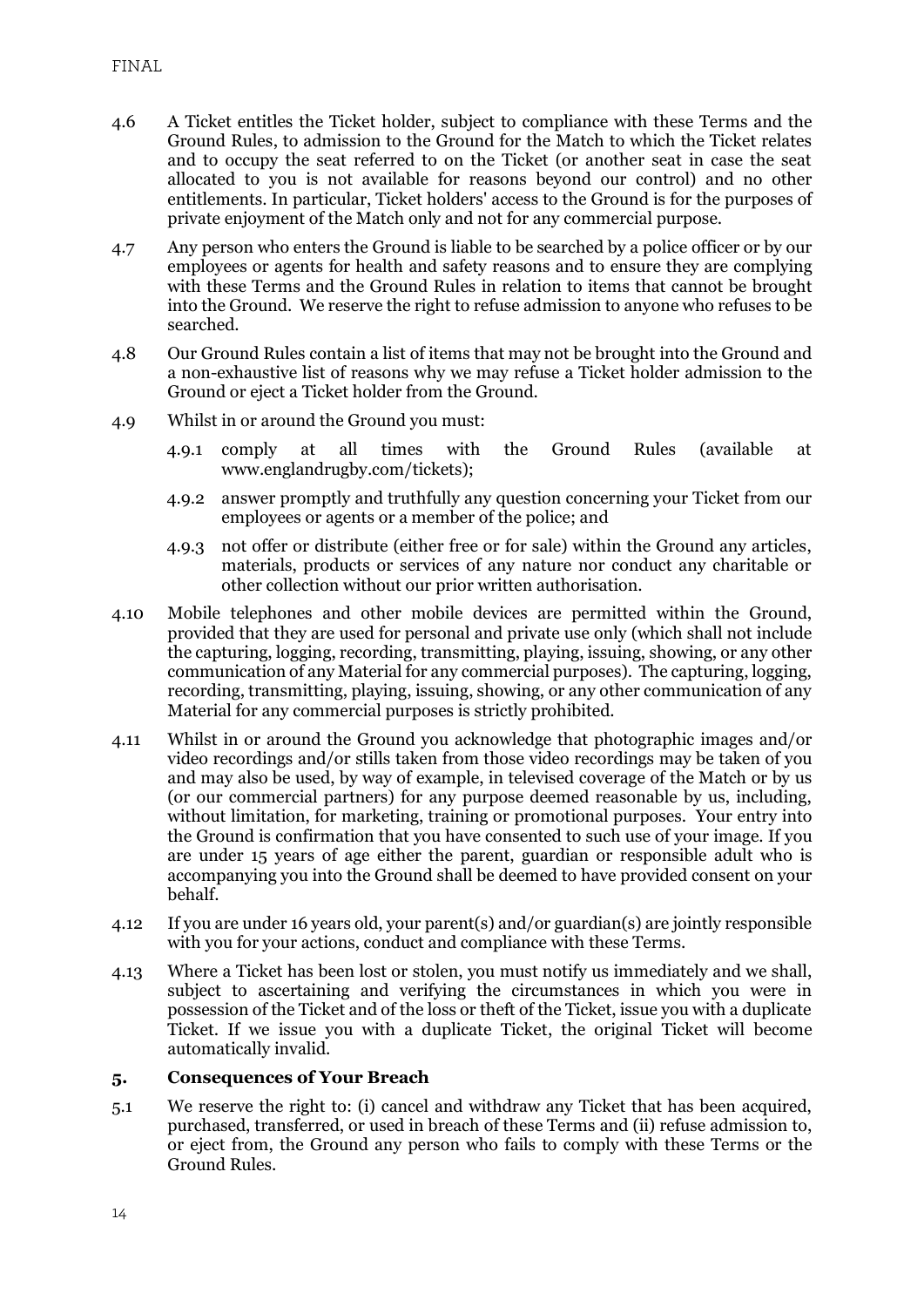4.6 A Ticket entitles the Ticket holder, subject to compliance with these Terms and the Ground Rules, to admission to the Ground for the Match to which the Ticket relates and to occupy the seat referred to on the Ticket (or another seat in case the seat allocated to you is not available for reasons beyond our control) and no other entitlements. In particular, Ticket holders' access to the Ground is for the purposes of private enjoyment of the Match only and not for any commercial purpose.

4.7 Any person who enters the Ground is liable to be searched by a police officer or by our employees or agents for health and safety reasons and to ensure they are complying with these Terms and the Ground Rules in relation to items that cannot be brought into the Ground. We reserve the right to refuse admission to anyone who refuses to be searched.

4.8 Our Ground Rules contain a list of items that may not be brought into the Ground and a non-exhaustive list of reasons why we may refuse a Ticket holder admission to the Ground or eject a Ticket holder from the Ground.

4.9 Whilst in or around the Ground you must:

4.9.1 comply at all times with the Ground Rules (available at www.englandrugby.com/tickets);

4.9.2 answer promptly and truthfully any question concerning your Ticket from our employees or agents or a member of the police; and

4.9.3 not offer or distribute (either free or for sale) within the Ground any articles, materials, products or services of any nature nor conduct any charitable or other collection without our prior written authorisation.

4.10 Mobile telephones and other mobile devices are permitted within the Ground, provided that they are used for personal and private use only (which shall not include the capturing, logging, recording, transmitting, playing, issuing, showing, or any other communication of any Material for any commercial purposes). The capturing, logging, recording, transmitting, playing, issuing, showing, or any other communication of any Material for any commercial purposes is strictly prohibited.

4.11 Whilst in or around the Ground you acknowledge that photographic images and/or video recordings and/or stills taken from those video recordings may be taken of you and may also be used, by way of example, in televised coverage of the Match or by us (or our commercial partners) for any purpose deemed reasonable by us, including, without limitation, for marketing, training or promotional purposes. Your entry into the Ground is confirmation that you have consented to such use of your image. If you are under 15 years of age either the parent, guardian or responsible adult who is accompanying you into the Ground shall be deemed to have provided consent on your behalf.

4.12 If you are under 16 years old, your parent(s) and/or guardian(s) are jointly responsible with you for your actions, conduct and compliance with these Terms.

4.13 Where a Ticket has been lost or stolen, you must notify us immediately and we shall, subject to ascertaining and verifying the circumstances in which you were in possession of the Ticket and of the loss or theft of the Ticket, issue you with a duplicate Ticket. If we issue you with a duplicate Ticket, the original Ticket will become automatically invalid.

## 5. Consequences of Your Breach

5.1 We reserve the right to: (i) cancel and withdraw any Ticket that has been acquired, purchased, transferred, or used in breach of these Terms and (ii) refuse admission to, or eject from, the Ground any person who fails to comply with these Terms or the Ground Rules.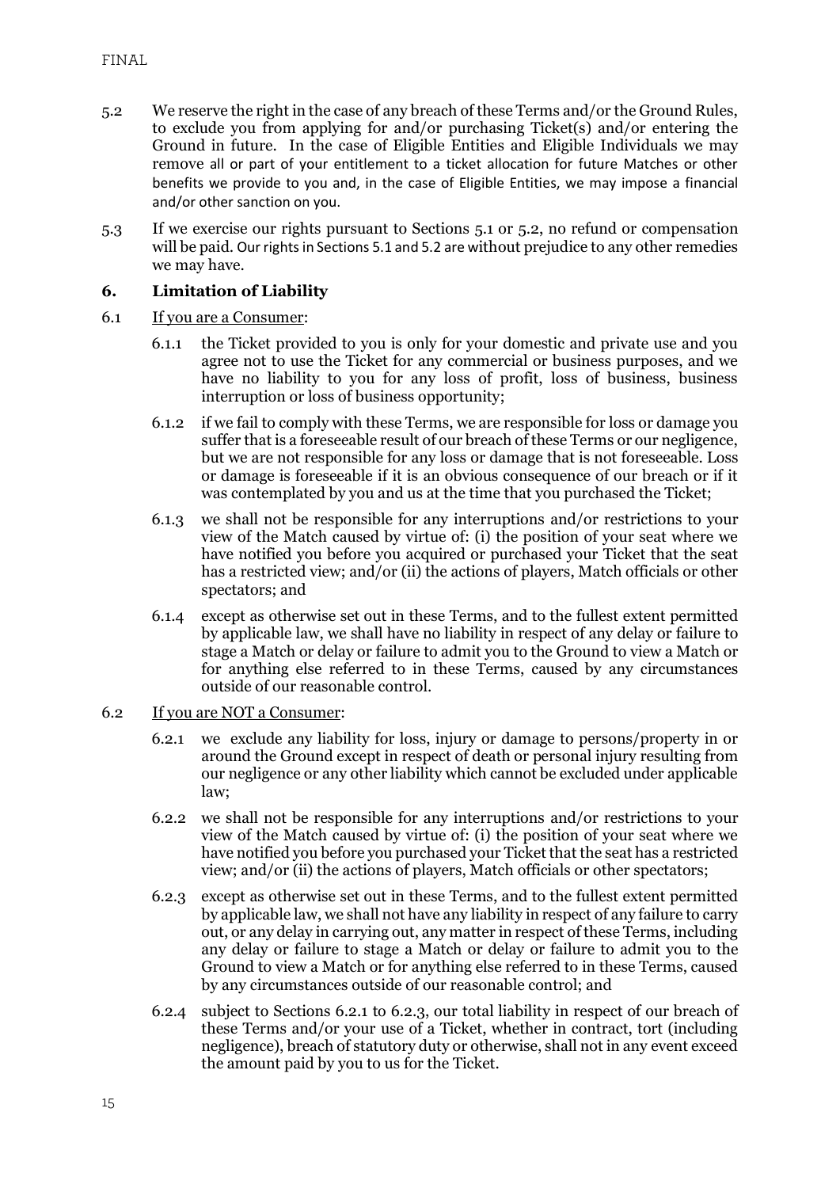5.2 We reserve the right in the case of any breach of these Terms and/or the Ground Rules, to exclude you from applying for and/or purchasing Ticket(s) and/or entering the Ground in future. In the case of Eligible Entities and Eligible Individuals we may remove all or part of your entitlement to a ticket allocation for future Matches or other benefits we provide to you and, in the case of Eligible Entities, we may impose a financial and/or other sanction on you.

5.3 If we exercise our rights pursuant to Sections 5.1 or 5.2, no refund or compensation will be paid. Our rights in Sections 5.1 and 5.2 are without prejudice to any other remedies we may have.

## 6. Limitation of Liability

6.1 <u>If you are a Consumer</u>:

6.1.1 the Ticket provided to you is only for your domestic and private use and you agree not to use the Ticket for any commercial or business purposes, and we have no liability to you for any loss of profit, loss of business, business interruption or loss of business opportunity;

6.1.2 if we fail to comply with these Terms, we are responsible for loss or damage you suffer that is a foreseeable result of our breach of these Terms or our negligence, but we are not responsible for any loss or damage that is not foreseeable. Loss or damage is foreseeable if it is an obvious consequence of our breach or if it was contemplated by you and us at the time that you purchased the Ticket;

6.1.3 we shall not be responsible for any interruptions and/or restrictions to your view of the Match caused by virtue of: (i) the position of your seat where we have notified you before you acquired or purchased your Ticket that the seat has a restricted view; and/or (ii) the actions of players, Match officials or other spectators; and

6.1.4 except as otherwise set out in these Terms, and to the fullest extent permitted by applicable law, we shall have no liability in respect of any delay or failure to stage a Match or delay or failure to admit you to the Ground to view a Match or for anything else referred to in these Terms, caused by any circumstances outside of our reasonable control.

6.2 <u>If you are NOT a Consumer</u>:

6.2.1 we exclude any liability for loss, injury or damage to persons/property in or around the Ground except in respect of death or personal injury resulting from our negligence or any other liability which cannot be excluded under applicable law;

6.2.2 we shall not be responsible for any interruptions and/or restrictions to your view of the Match caused by virtue of: (i) the position of your seat where we have notified you before you purchased your Ticket that the seat has a restricted view; and/or (ii) the actions of players, Match officials or other spectators;

6.2.3 except as otherwise set out in these Terms, and to the fullest extent permitted by applicable law, we shall not have any liability in respect of any failure to carry out, or any delay in carrying out, any matter in respect of these Terms, including any delay or failure to stage a Match or delay or failure to admit you to the Ground to view a Match or for anything else referred to in these Terms, caused by any circumstances outside of our reasonable control; and

6.2.4 subject to Sections 6.2.1 to 6.2.3, our total liability in respect of our breach of these Terms and/or your use of a Ticket, whether in contract, tort (including negligence), breach of statutory duty or otherwise, shall not in any event exceed the amount paid by you to us for the Ticket.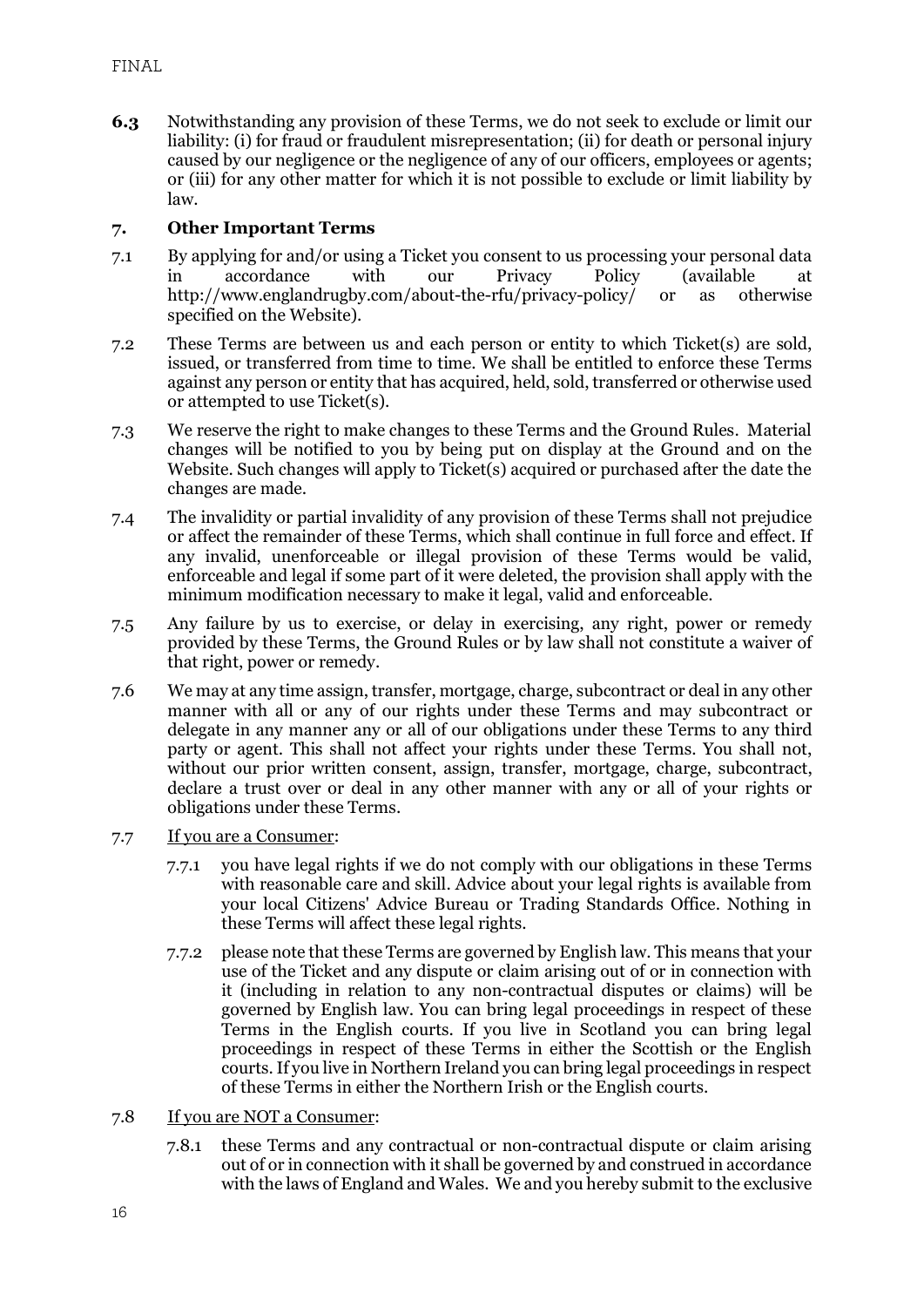**6.3** Notwithstanding any provision of these Terms, we do not seek to exclude or limit our liability: (i) for fraud or fraudulent misrepresentation; (ii) for death or personal injury caused by our negligence or the negligence of any of our officers, employees or agents; or (iii) for any other matter for which it is not possible to exclude or limit liability by law.

## 7. Other Important Terms

7.1 By applying for and/or using a Ticket you consent to us processing your personal data in accordance with our Privacy Policy (available at http://www.englandrugby.com/about-the-rfu/privacy-policy/ or as otherwise specified on the Website).

7.2 These Terms are between us and each person or entity to which Ticket(s) are sold, issued, or transferred from time to time. We shall be entitled to enforce these Terms against any person or entity that has acquired, held, sold, transferred or otherwise used or attempted to use Ticket(s).

7.3 We reserve the right to make changes to these Terms and the Ground Rules. Material changes will be notified to you by being put on display at the Ground and on the Website. Such changes will apply to Ticket(s) acquired or purchased after the date the changes are made.

7.4 The invalidity or partial invalidity of any provision of these Terms shall not prejudice or affect the remainder of these Terms, which shall continue in full force and effect. If any invalid, unenforceable or illegal provision of these Terms would be valid, enforceable and legal if some part of it were deleted, the provision shall apply with the minimum modification necessary to make it legal, valid and enforceable.

7.5 Any failure by us to exercise, or delay in exercising, any right, power or remedy provided by these Terms, the Ground Rules or by law shall not constitute a waiver of that right, power or remedy.

7.6 We may at any time assign, transfer, mortgage, charge, subcontract or deal in any other manner with all or any of our rights under these Terms and may subcontract or delegate in any manner any or all of our obligations under these Terms to any third party or agent. This shall not affect your rights under these Terms. You shall not, without our prior written consent, assign, transfer, mortgage, charge, subcontract, declare a trust over or deal in any other manner with any or all of your rights or obligations under these Terms.

7.7 <u>If you are a Consumer</u>:

7.7.1 you have legal rights if we do not comply with our obligations in these Terms with reasonable care and skill. Advice about your legal rights is available from your local Citizens' Advice Bureau or Trading Standards Office. Nothing in these Terms will affect these legal rights.

7.7.2 please note that these Terms are governed by English law. This means that your use of the Ticket and any dispute or claim arising out of or in connection with it (including in relation to any non-contractual disputes or claims) will be governed by English law. You can bring legal proceedings in respect of these Terms in the English courts. If you live in Scotland you can bring legal proceedings in respect of these Terms in either the Scottish or the English courts. If you live in Northern Ireland you can bring legal proceedings in respect of these Terms in either the Northern Irish or the English courts.

7.8 <u>If you are NOT a Consumer</u>:

7.8.1 these Terms and any contractual or non-contractual dispute or claim arising out of or in connection with it shall be governed by and construed in accordance with the laws of England and Wales. We and you hereby submit to the exclusive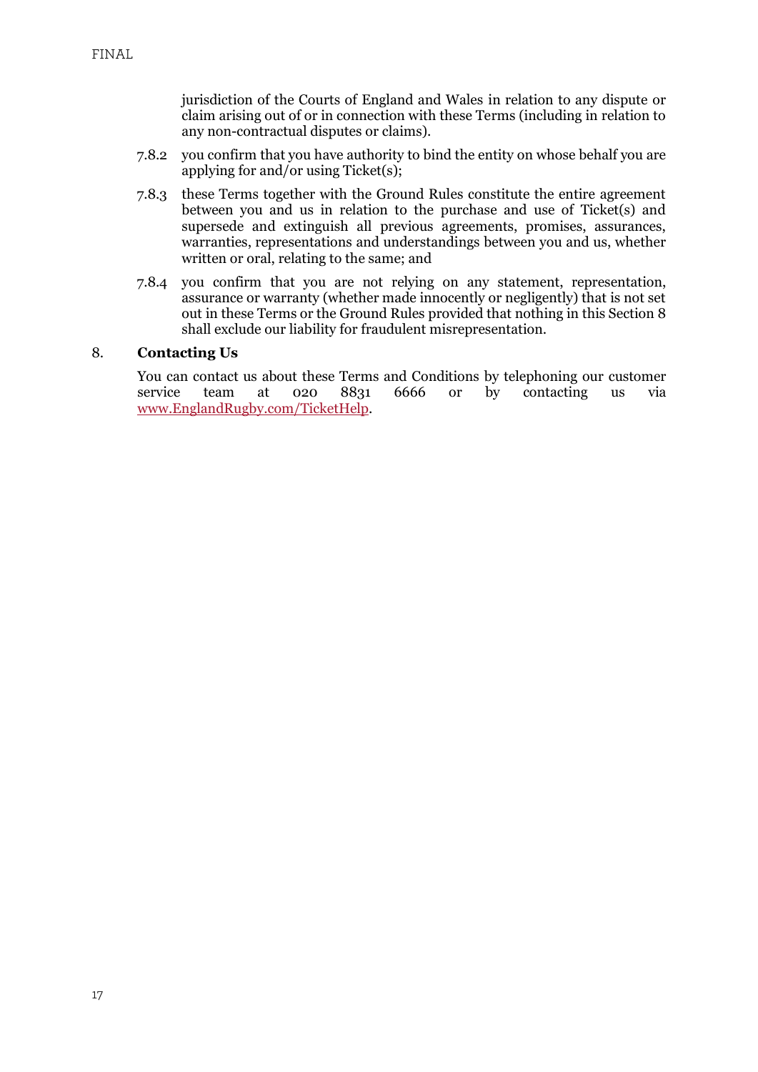jurisdiction of the Courts of England and Wales in relation to any dispute or claim arising out of or in connection with these Terms (including in relation to any non-contractual disputes or claims).

7.8.2 you confirm that you have authority to bind the entity on whose behalf you are applying for and/or using Ticket(s);

7.8.3 these Terms together with the Ground Rules constitute the entire agreement between you and us in relation to the purchase and use of Ticket(s) and supersede and extinguish all previous agreements, promises, assurances, warranties, representations and understandings between you and us, whether written or oral, relating to the same; and

7.8.4 you confirm that you are not relying on any statement, representation, assurance or warranty (whether made innocently or negligently) that is not set out in these Terms or the Ground Rules provided that nothing in this Section 8 shall exclude our liability for fraudulent misrepresentation.

## 8. Contacting Us

You can contact us about these Terms and Conditions by telephoning our customer service team at 020 8831 6666 or by contacting us via [www.EnglandRugby.com/TicketHelp](www.EnglandRugby.com/TicketHelp).